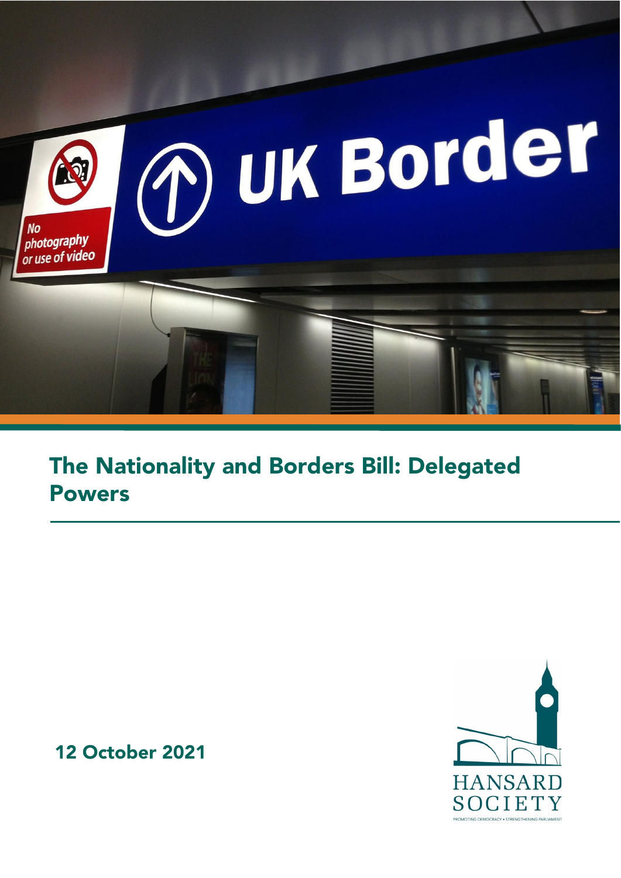# The Nationality and Borders Bill: Delegated Powers

12 October 2021

HANSARD SOCIETY

PROMOTING DEMOCRACY • STRENGTHENING PARLIAMENT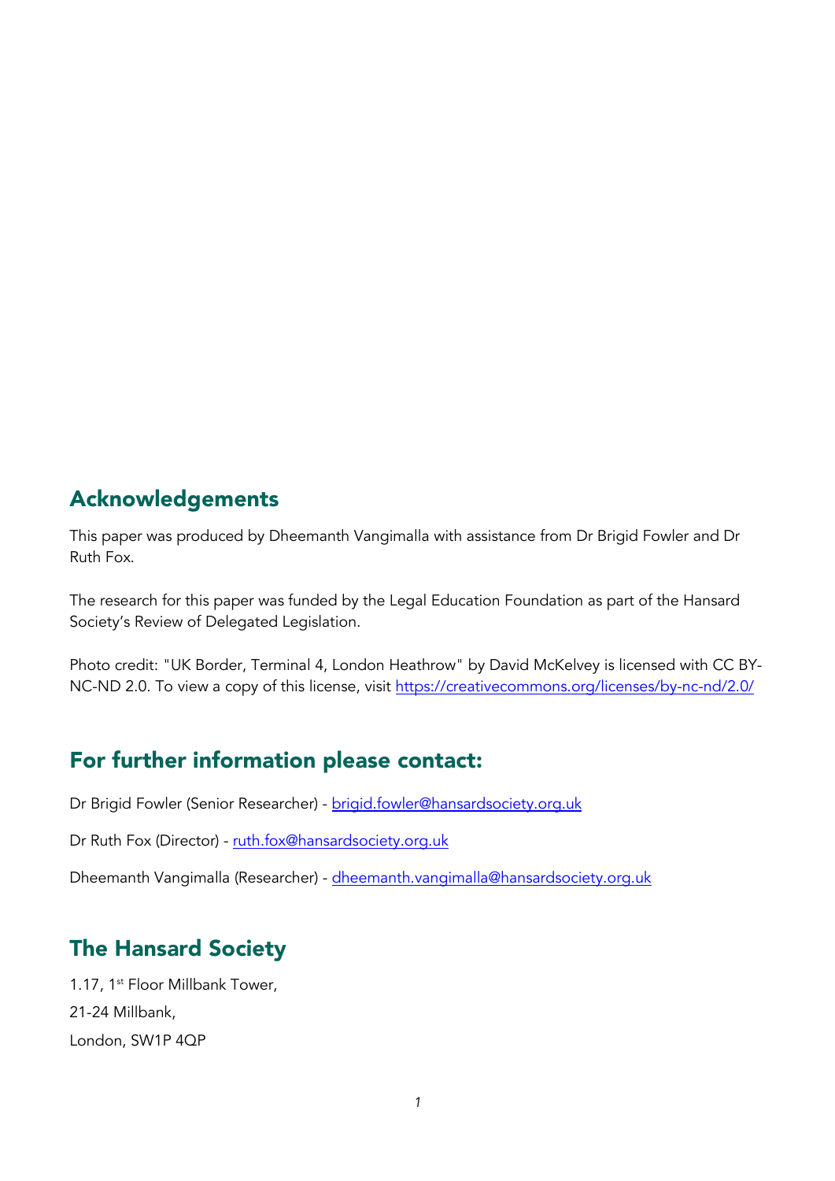## Acknowledgements

This paper was produced by Dheemanth Vangimalla with assistance from Dr Brigid Fowler and Dr Ruth Fox.

The research for this paper was funded by the Legal Education Foundation as part of the Hansard Society's Review of Delegated Legislation.

Photo credit: "UK Border, Terminal 4, London Heathrow" by David McKelvey is licensed with CC BY-NC-ND 2.0. To view a copy of this license, visit https://creativecommons.org/licenses/by-nc-nd/2.0/

## For further information please contact:

Dr Brigid Fowler (Senior Researcher) - brigid.fowler@hansardsociety.org.uk

Dr Ruth Fox (Director) - ruth.fox@hansardsociety.org.uk

Dheemanth Vangimalla (Researcher) - dheemanth.vangimalla@hansardsociety.org.uk

## The Hansard Society

1.17, 1st Floor Millbank Tower,
21-24 Millbank,
London, SW1P 4QP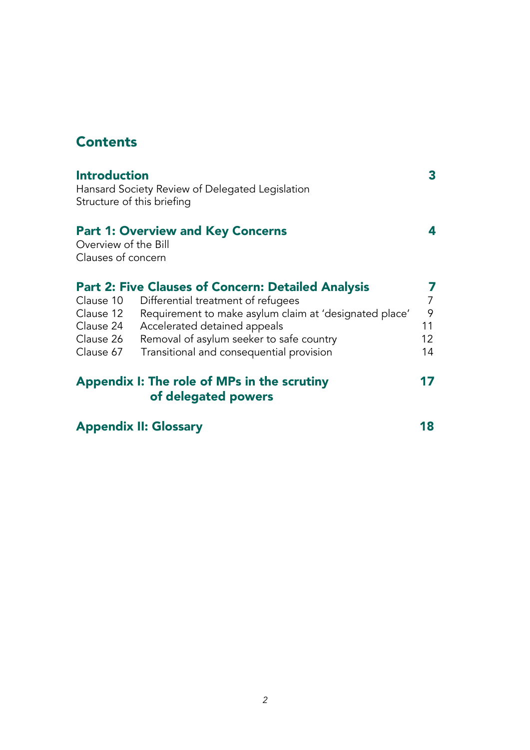## Contents

| | | |
|---|---|---|
| **Introduction** | | **3** |
| Hansard Society Review of Delegated Legislation | | |
| Structure of this briefing | | |
| **Part 1: Overview and Key Concerns** | | **4** |
| Overview of the Bill | | |
| Clauses of concern | | |
| **Part 2: Five Clauses of Concern: Detailed Analysis** | | **7** |
| Clause 10 | Differential treatment of refugees | 7 |
| Clause 12 | Requirement to make asylum claim at 'designated place' | 9 |
| Clause 24 | Accelerated detained appeals | 11 |
| Clause 26 | Removal of asylum seeker to safe country | 12 |
| Clause 67 | Transitional and consequential provision | 14 |
| **Appendix I: The role of MPs in the scrutiny of delegated powers** | | **17** |
| **Appendix II: Glossary** | | **18** |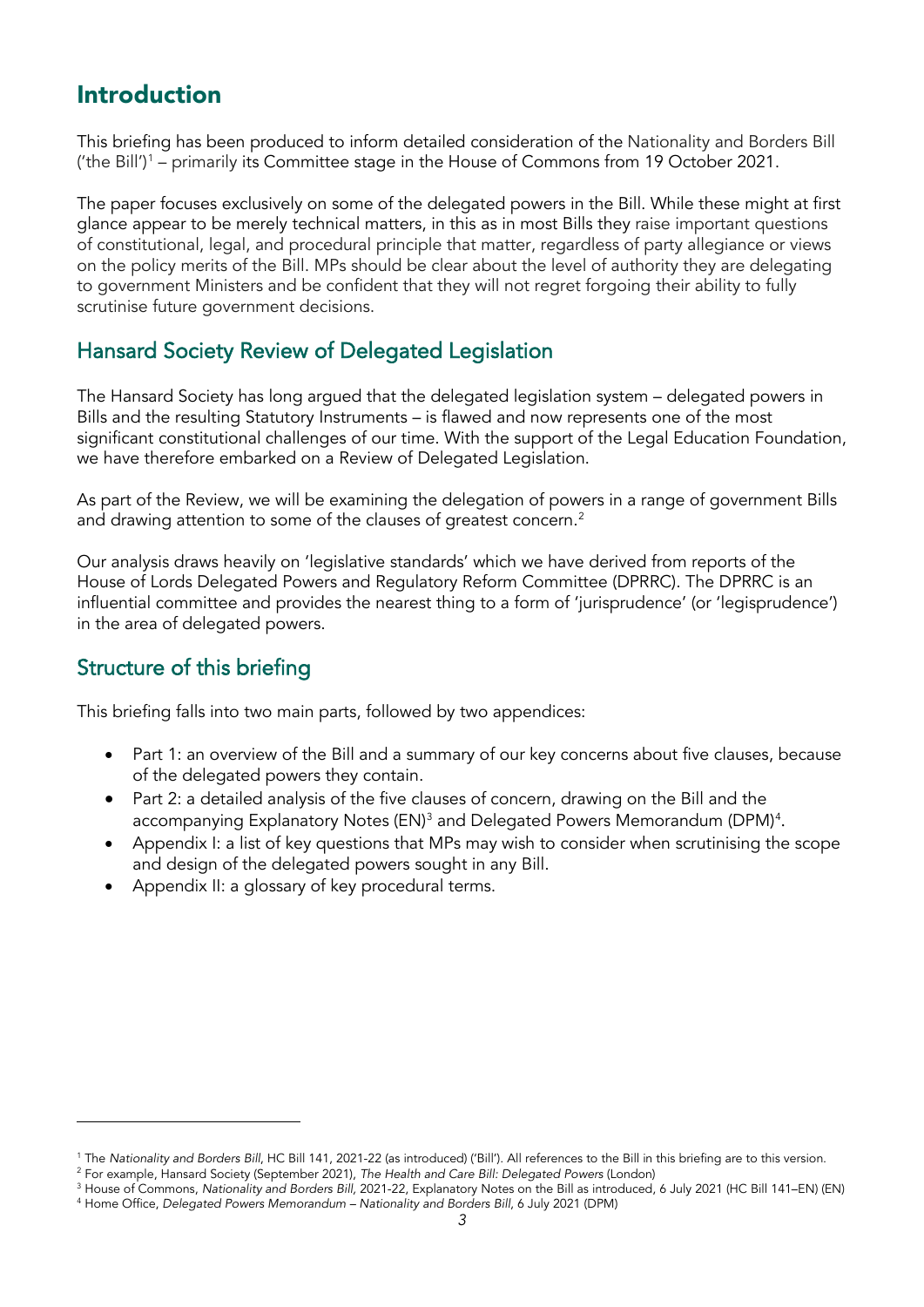# Introduction

This briefing has been produced to inform detailed consideration of the Nationality and Borders Bill ('the Bill')[1] – primarily its Committee stage in the House of Commons from 19 October 2021.

The paper focuses exclusively on some of the delegated powers in the Bill. While these might at first glance appear to be merely technical matters, in this as in most Bills they raise important questions of constitutional, legal, and procedural principle that matter, regardless of party allegiance or views on the policy merits of the Bill. MPs should be clear about the level of authority they are delegating to government Ministers and be confident that they will not regret forgoing their ability to fully scrutinise future government decisions.

## Hansard Society Review of Delegated Legislation

The Hansard Society has long argued that the delegated legislation system – delegated powers in Bills and the resulting Statutory Instruments – is flawed and now represents one of the most significant constitutional challenges of our time. With the support of the Legal Education Foundation, we have therefore embarked on a Review of Delegated Legislation.

As part of the Review, we will be examining the delegation of powers in a range of government Bills and drawing attention to some of the clauses of greatest concern.[2]

Our analysis draws heavily on 'legislative standards' which we have derived from reports of the House of Lords Delegated Powers and Regulatory Reform Committee (DPRRC). The DPRRC is an influential committee and provides the nearest thing to a form of 'jurisprudence' (or 'legisprudence') in the area of delegated powers.

## Structure of this briefing

This briefing falls into two main parts, followed by two appendices:

- Part 1: an overview of the Bill and a summary of our key concerns about five clauses, because of the delegated powers they contain.
- Part 2: a detailed analysis of the five clauses of concern, drawing on the Bill and the accompanying Explanatory Notes (EN)[3] and Delegated Powers Memorandum (DPM)[4].
- Appendix I: a list of key questions that MPs may wish to consider when scrutinising the scope and design of the delegated powers sought in any Bill.
- Appendix II: a glossary of key procedural terms.

---

[1] The *Nationality and Borders Bill*, HC Bill 141, 2021-22 (as introduced) ('Bill'). All references to the Bill in this briefing are to this version.

[2] For example, Hansard Society (September 2021), *The Health and Care Bill: Delegated Powers* (London)

[3] House of Commons, *Nationality and Borders Bill*, 2021-22, Explanatory Notes on the Bill as introduced, 6 July 2021 (HC Bill 141–EN) (EN)

[4] Home Office, *Delegated Powers Memorandum – Nationality and Borders Bill*, 6 July 2021 (DPM)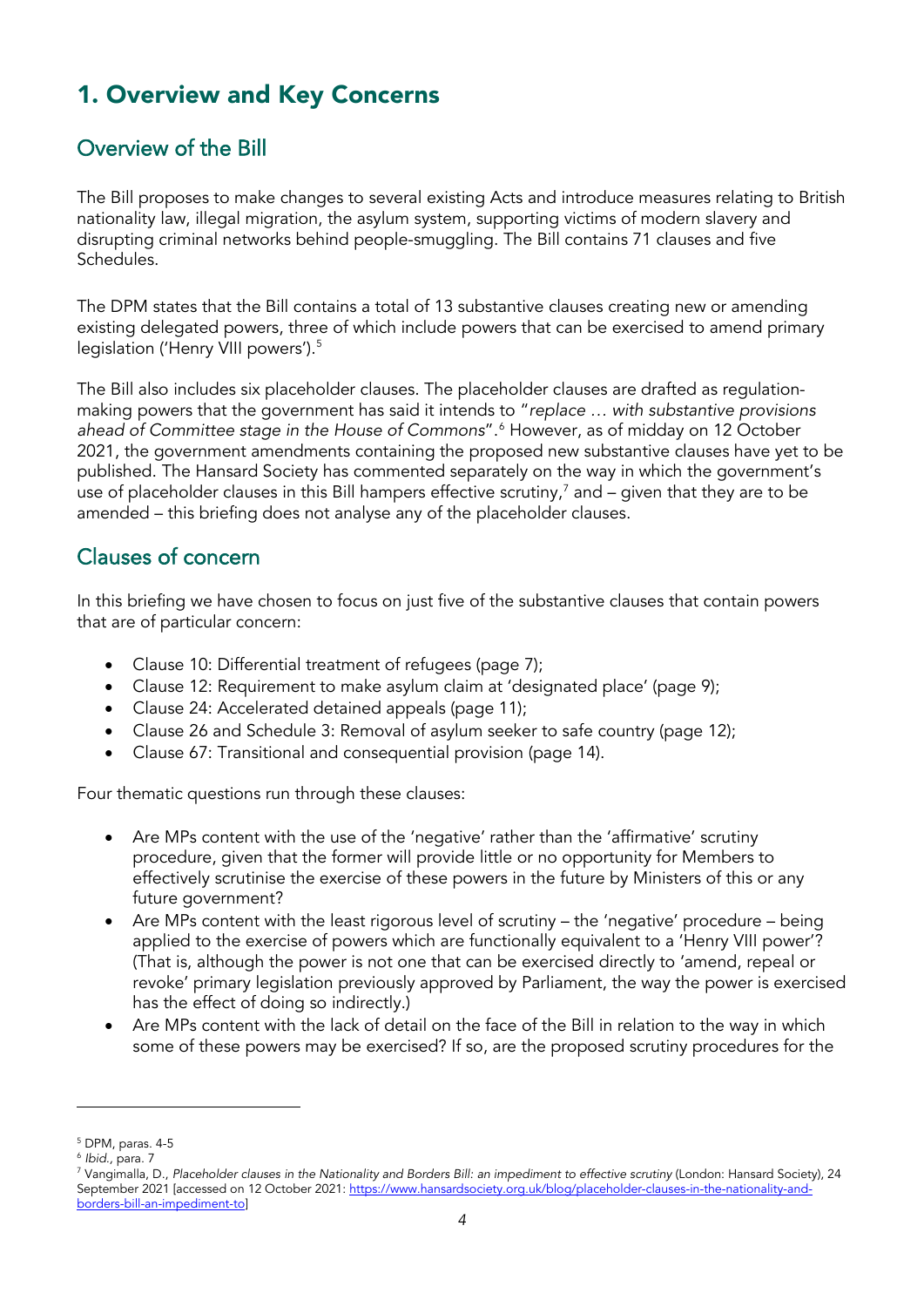# 1. Overview and Key Concerns

## Overview of the Bill

The Bill proposes to make changes to several existing Acts and introduce measures relating to British nationality law, illegal migration, the asylum system, supporting victims of modern slavery and disrupting criminal networks behind people-smuggling. The Bill contains 71 clauses and five Schedules.

The DPM states that the Bill contains a total of 13 substantive clauses creating new or amending existing delegated powers, three of which include powers that can be exercised to amend primary legislation ('Henry VIII powers').[5]

The Bill also includes six placeholder clauses. The placeholder clauses are drafted as regulation-making powers that the government has said it intends to "*replace … with substantive provisions ahead of Committee stage in the House of Commons*".[6] However, as of midday on 12 October 2021, the government amendments containing the proposed new substantive clauses have yet to be published. The Hansard Society has commented separately on the way in which the government's use of placeholder clauses in this Bill hampers effective scrutiny,[7] and – given that they are to be amended – this briefing does not analyse any of the placeholder clauses.

## Clauses of concern

In this briefing we have chosen to focus on just five of the substantive clauses that contain powers that are of particular concern:

- Clause 10: Differential treatment of refugees (page 7);
- Clause 12: Requirement to make asylum claim at 'designated place' (page 9);
- Clause 24: Accelerated detained appeals (page 11);
- Clause 26 and Schedule 3: Removal of asylum seeker to safe country (page 12);
- Clause 67: Transitional and consequential provision (page 14).

Four thematic questions run through these clauses:

- Are MPs content with the use of the 'negative' rather than the 'affirmative' scrutiny procedure, given that the former will provide little or no opportunity for Members to effectively scrutinise the exercise of these powers in the future by Ministers of this or any future government?
- Are MPs content with the least rigorous level of scrutiny – the 'negative' procedure – being applied to the exercise of powers which are functionally equivalent to a 'Henry VIII power'? (That is, although the power is not one that can be exercised directly to 'amend, repeal or revoke' primary legislation previously approved by Parliament, the way the power is exercised has the effect of doing so indirectly.)
- Are MPs content with the lack of detail on the face of the Bill in relation to the way in which some of these powers may be exercised? If so, are the proposed scrutiny procedures for the

---

[5] DPM, paras. 4-5

[6] *Ibid.*, para. 7

[7] Vangimalla, D., *Placeholder clauses in the Nationality and Borders Bill: an impediment to effective scrutiny* (London: Hansard Society), 24 September 2021 [accessed on 12 October 2021: https://www.hansardsociety.org.uk/blog/placeholder-clauses-in-the-nationality-and-borders-bill-an-impediment-to]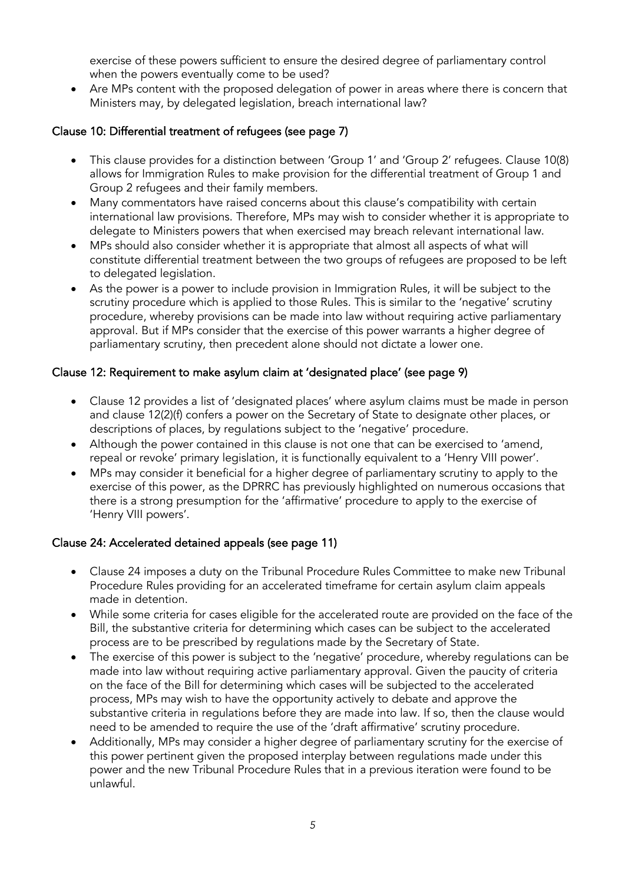exercise of these powers sufficient to ensure the desired degree of parliamentary control when the powers eventually come to be used?

- Are MPs content with the proposed delegation of power in areas where there is concern that Ministers may, by delegated legislation, breach international law?

### Clause 10: Differential treatment of refugees (see page 7)

- This clause provides for a distinction between 'Group 1' and 'Group 2' refugees. Clause 10(8) allows for Immigration Rules to make provision for the differential treatment of Group 1 and Group 2 refugees and their family members.
- Many commentators have raised concerns about this clause's compatibility with certain international law provisions. Therefore, MPs may wish to consider whether it is appropriate to delegate to Ministers powers that when exercised may breach relevant international law.
- MPs should also consider whether it is appropriate that almost all aspects of what will constitute differential treatment between the two groups of refugees are proposed to be left to delegated legislation.
- As the power is a power to include provision in Immigration Rules, it will be subject to the scrutiny procedure which is applied to those Rules. This is similar to the 'negative' scrutiny procedure, whereby provisions can be made into law without requiring active parliamentary approval. But if MPs consider that the exercise of this power warrants a higher degree of parliamentary scrutiny, then precedent alone should not dictate a lower one.

### Clause 12: Requirement to make asylum claim at 'designated place' (see page 9)

- Clause 12 provides a list of 'designated places' where asylum claims must be made in person and clause 12(2)(f) confers a power on the Secretary of State to designate other places, or descriptions of places, by regulations subject to the 'negative' procedure.
- Although the power contained in this clause is not one that can be exercised to 'amend, repeal or revoke' primary legislation, it is functionally equivalent to a 'Henry VIII power'.
- MPs may consider it beneficial for a higher degree of parliamentary scrutiny to apply to the exercise of this power, as the DPRRC has previously highlighted on numerous occasions that there is a strong presumption for the 'affirmative' procedure to apply to the exercise of 'Henry VIII powers'.

### Clause 24: Accelerated detained appeals (see page 11)

- Clause 24 imposes a duty on the Tribunal Procedure Rules Committee to make new Tribunal Procedure Rules providing for an accelerated timeframe for certain asylum claim appeals made in detention.
- While some criteria for cases eligible for the accelerated route are provided on the face of the Bill, the substantive criteria for determining which cases can be subject to the accelerated process are to be prescribed by regulations made by the Secretary of State.
- The exercise of this power is subject to the 'negative' procedure, whereby regulations can be made into law without requiring active parliamentary approval. Given the paucity of criteria on the face of the Bill for determining which cases will be subjected to the accelerated process, MPs may wish to have the opportunity actively to debate and approve the substantive criteria in regulations before they are made into law. If so, then the clause would need to be amended to require the use of the 'draft affirmative' scrutiny procedure.
- Additionally, MPs may consider a higher degree of parliamentary scrutiny for the exercise of this power pertinent given the proposed interplay between regulations made under this power and the new Tribunal Procedure Rules that in a previous iteration were found to be unlawful.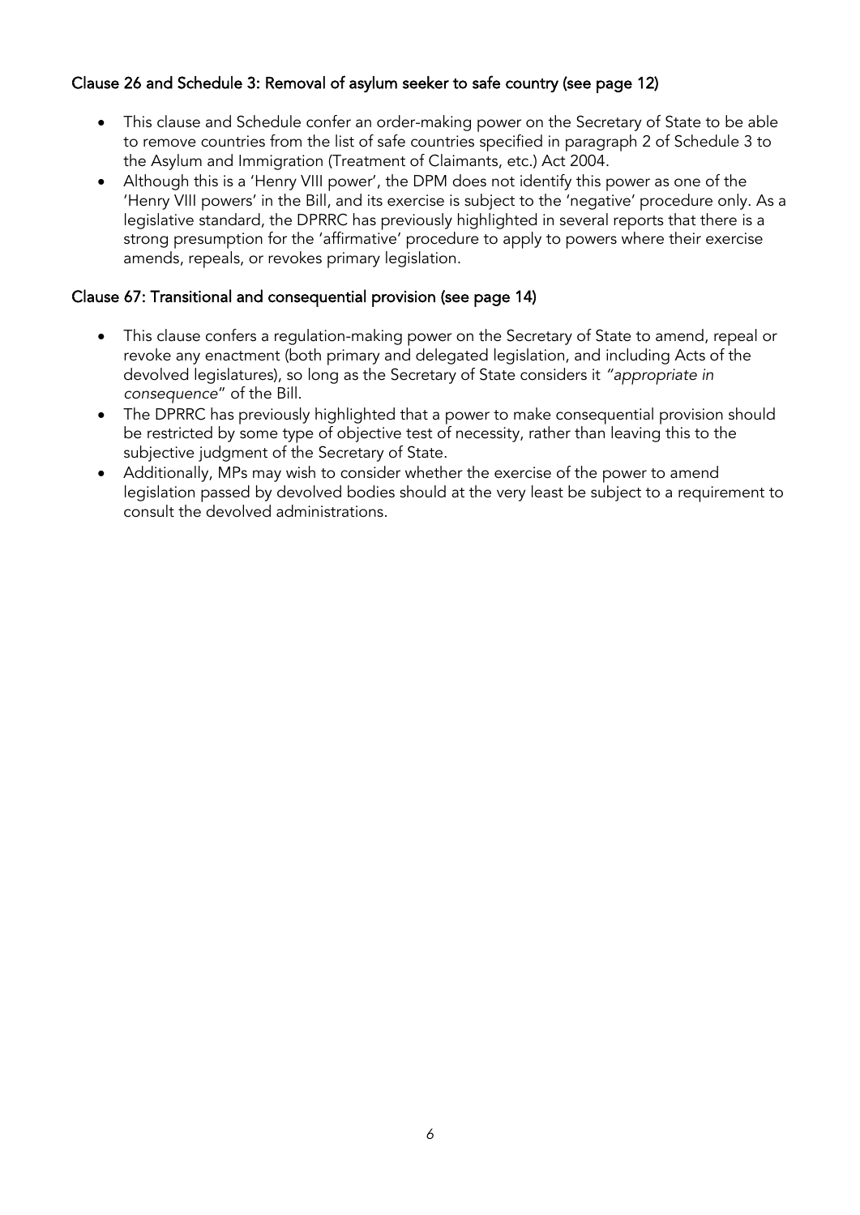#### Clause 26 and Schedule 3: Removal of asylum seeker to safe country (see page 12)

- This clause and Schedule confer an order-making power on the Secretary of State to be able to remove countries from the list of safe countries specified in paragraph 2 of Schedule 3 to the Asylum and Immigration (Treatment of Claimants, etc.) Act 2004.
- Although this is a 'Henry VIII power', the DPM does not identify this power as one of the 'Henry VIII powers' in the Bill, and its exercise is subject to the 'negative' procedure only. As a legislative standard, the DPRRC has previously highlighted in several reports that there is a strong presumption for the 'affirmative' procedure to apply to powers where their exercise amends, repeals, or revokes primary legislation.

#### Clause 67: Transitional and consequential provision (see page 14)

- This clause confers a regulation-making power on the Secretary of State to amend, repeal or revoke any enactment (both primary and delegated legislation, and including Acts of the devolved legislatures), so long as the Secretary of State considers it *"appropriate in consequence"* of the Bill.
- The DPRRC has previously highlighted that a power to make consequential provision should be restricted by some type of objective test of necessity, rather than leaving this to the subjective judgment of the Secretary of State.
- Additionally, MPs may wish to consider whether the exercise of the power to amend legislation passed by devolved bodies should at the very least be subject to a requirement to consult the devolved administrations.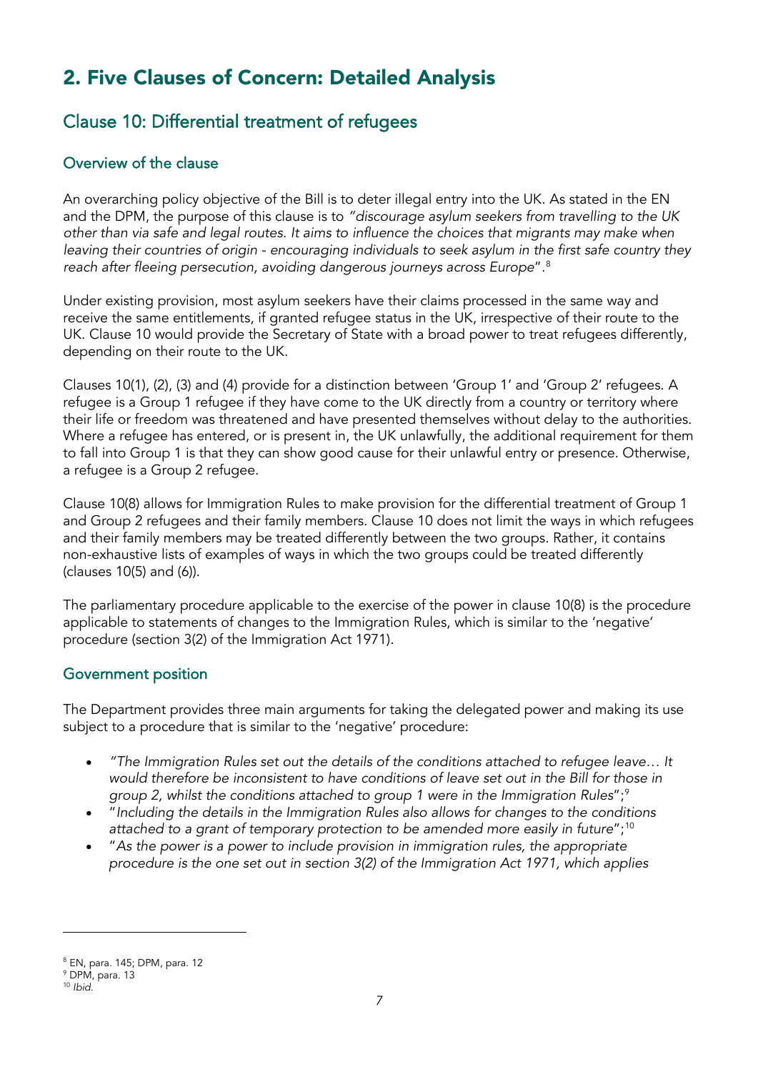## 2. Five Clauses of Concern: Detailed Analysis

### Clause 10: Differential treatment of refugees

#### Overview of the clause

An overarching policy objective of the Bill is to deter illegal entry into the UK. As stated in the EN and the DPM, the purpose of this clause is to *"discourage asylum seekers from travelling to the UK other than via safe and legal routes. It aims to influence the choices that migrants may make when leaving their countries of origin - encouraging individuals to seek asylum in the first safe country they reach after fleeing persecution, avoiding dangerous journeys across Europe"*.[8]

Under existing provision, most asylum seekers have their claims processed in the same way and receive the same entitlements, if granted refugee status in the UK, irrespective of their route to the UK. Clause 10 would provide the Secretary of State with a broad power to treat refugees differently, depending on their route to the UK.

Clauses 10(1), (2), (3) and (4) provide for a distinction between 'Group 1' and 'Group 2' refugees. A refugee is a Group 1 refugee if they have come to the UK directly from a country or territory where their life or freedom was threatened and have presented themselves without delay to the authorities. Where a refugee has entered, or is present in, the UK unlawfully, the additional requirement for them to fall into Group 1 is that they can show good cause for their unlawful entry or presence. Otherwise, a refugee is a Group 2 refugee.

Clause 10(8) allows for Immigration Rules to make provision for the differential treatment of Group 1 and Group 2 refugees and their family members. Clause 10 does not limit the ways in which refugees and their family members may be treated differently between the two groups. Rather, it contains non-exhaustive lists of examples of ways in which the two groups could be treated differently (clauses 10(5) and (6)).

The parliamentary procedure applicable to the exercise of the power in clause 10(8) is the procedure applicable to statements of changes to the Immigration Rules, which is similar to the 'negative' procedure (section 3(2) of the Immigration Act 1971).

#### Government position

The Department provides three main arguments for taking the delegated power and making its use subject to a procedure that is similar to the 'negative' procedure:

- *"The Immigration Rules set out the details of the conditions attached to refugee leave… It would therefore be inconsistent to have conditions of leave set out in the Bill for those in group 2, whilst the conditions attached to group 1 were in the Immigration Rules"*;[9]
- "*Including the details in the Immigration Rules also allows for changes to the conditions attached to a grant of temporary protection to be amended more easily in future*";[10]
- "*As the power is a power to include provision in immigration rules, the appropriate procedure is the one set out in section 3(2) of the Immigration Act 1971, which applies*

[8] EN, para. 145; DPM, para. 12
[9] DPM, para. 13
[10] *Ibid.*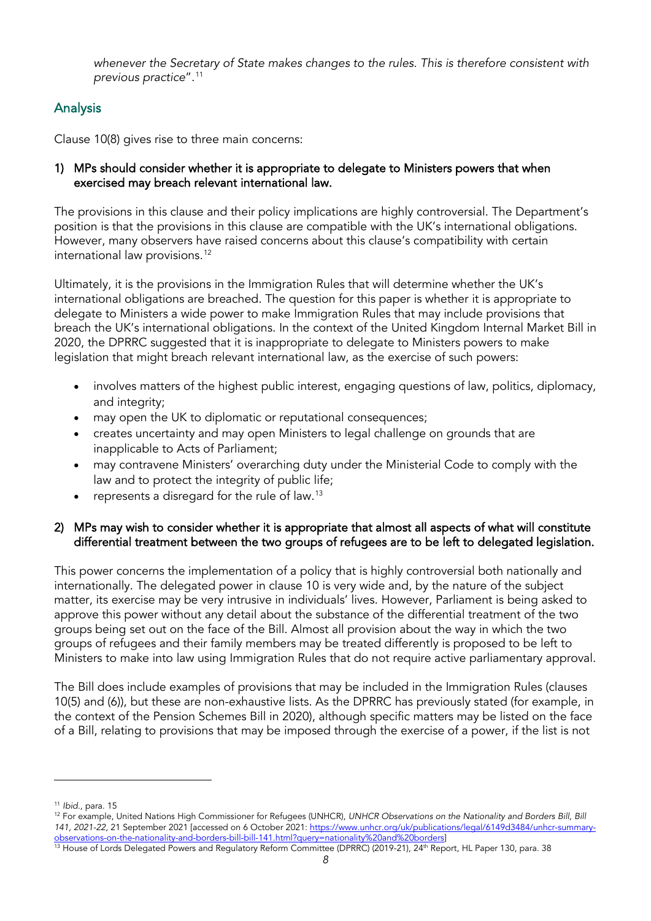*whenever the Secretary of State makes changes to the rules. This is therefore consistent with previous practice*".[11]

## Analysis

Clause 10(8) gives rise to three main concerns:

### 1) MPs should consider whether it is appropriate to delegate to Ministers powers that when exercised may breach relevant international law.

The provisions in this clause and their policy implications are highly controversial. The Department's position is that the provisions in this clause are compatible with the UK's international obligations. However, many observers have raised concerns about this clause's compatibility with certain international law provisions.[12]

Ultimately, it is the provisions in the Immigration Rules that will determine whether the UK's international obligations are breached. The question for this paper is whether it is appropriate to delegate to Ministers a wide power to make Immigration Rules that may include provisions that breach the UK's international obligations. In the context of the United Kingdom Internal Market Bill in 2020, the DPRRC suggested that it is inappropriate to delegate to Ministers powers to make legislation that might breach relevant international law, as the exercise of such powers:

- involves matters of the highest public interest, engaging questions of law, politics, diplomacy, and integrity;
- may open the UK to diplomatic or reputational consequences;
- creates uncertainty and may open Ministers to legal challenge on grounds that are inapplicable to Acts of Parliament;
- may contravene Ministers' overarching duty under the Ministerial Code to comply with the law and to protect the integrity of public life;
- represents a disregard for the rule of law.[13]

### 2) MPs may wish to consider whether it is appropriate that almost all aspects of what will constitute differential treatment between the two groups of refugees are to be left to delegated legislation.

This power concerns the implementation of a policy that is highly controversial both nationally and internationally. The delegated power in clause 10 is very wide and, by the nature of the subject matter, its exercise may be very intrusive in individuals' lives. However, Parliament is being asked to approve this power without any detail about the substance of the differential treatment of the two groups being set out on the face of the Bill. Almost all provision about the way in which the two groups of refugees and their family members may be treated differently is proposed to be left to Ministers to make into law using Immigration Rules that do not require active parliamentary approval.

The Bill does include examples of provisions that may be included in the Immigration Rules (clauses 10(5) and (6)), but these are non-exhaustive lists. As the DPRRC has previously stated (for example, in the context of the Pension Schemes Bill in 2020), although specific matters may be listed on the face of a Bill, relating to provisions that may be imposed through the exercise of a power, if the list is not

---

[11] *Ibid.*, para. 15

[12] For example, United Nations High Commissioner for Refugees (UNHCR), *UNHCR Observations on the Nationality and Borders Bill, Bill 141, 2021-22,* 21 September 2021 [accessed on 6 October 2021: https://www.unhcr.org/uk/publications/legal/6149d3484/unhcr-summary-observations-on-the-nationality-and-borders-bill-bill-141.html?query=nationality%20and%20borders]

[13] House of Lords Delegated Powers and Regulatory Reform Committee (DPRRC) (2019-21), 24th Report, HL Paper 130, para. 38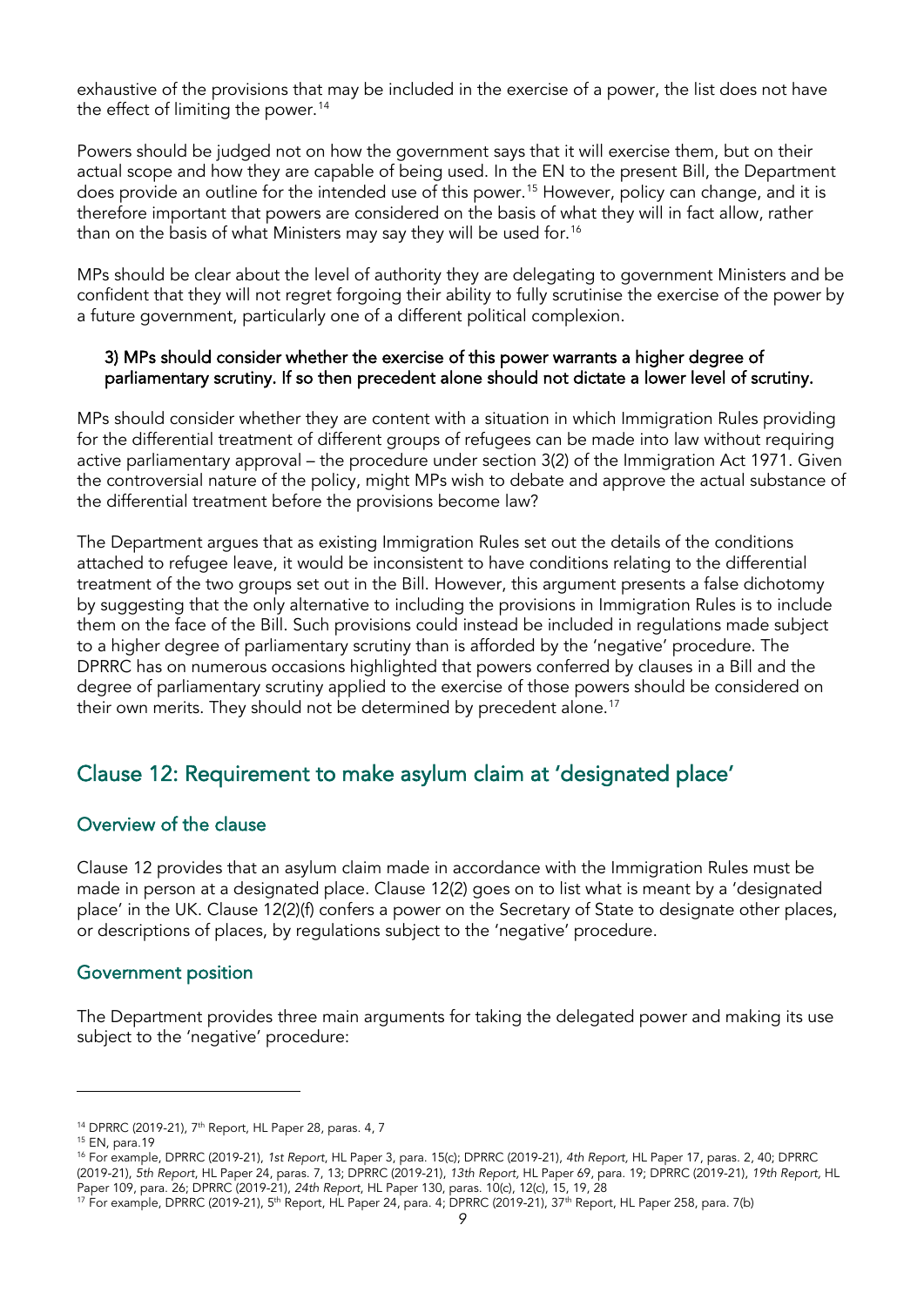exhaustive of the provisions that may be included in the exercise of a power, the list does not have the effect of limiting the power.[14]

Powers should be judged not on how the government says that it will exercise them, but on their actual scope and how they are capable of being used. In the EN to the present Bill, the Department does provide an outline for the intended use of this power.[15] However, policy can change, and it is therefore important that powers are considered on the basis of what they will in fact allow, rather than on the basis of what Ministers may say they will be used for.[16]

MPs should be clear about the level of authority they are delegating to government Ministers and be confident that they will not regret forgoing their ability to fully scrutinise the exercise of the power by a future government, particularly one of a different political complexion.

**3) MPs should consider whether the exercise of this power warrants a higher degree of parliamentary scrutiny. If so then precedent alone should not dictate a lower level of scrutiny.**

MPs should consider whether they are content with a situation in which Immigration Rules providing for the differential treatment of different groups of refugees can be made into law without requiring active parliamentary approval – the procedure under section 3(2) of the Immigration Act 1971. Given the controversial nature of the policy, might MPs wish to debate and approve the actual substance of the differential treatment before the provisions become law?

The Department argues that as existing Immigration Rules set out the details of the conditions attached to refugee leave, it would be inconsistent to have conditions relating to the differential treatment of the two groups set out in the Bill. However, this argument presents a false dichotomy by suggesting that the only alternative to including the provisions in Immigration Rules is to include them on the face of the Bill. Such provisions could instead be included in regulations made subject to a higher degree of parliamentary scrutiny than is afforded by the 'negative' procedure. The DPRRC has on numerous occasions highlighted that powers conferred by clauses in a Bill and the degree of parliamentary scrutiny applied to the exercise of those powers should be considered on their own merits. They should not be determined by precedent alone.[17]

## Clause 12: Requirement to make asylum claim at 'designated place'

### Overview of the clause

Clause 12 provides that an asylum claim made in accordance with the Immigration Rules must be made in person at a designated place. Clause 12(2) goes on to list what is meant by a 'designated place' in the UK. Clause 12(2)(f) confers a power on the Secretary of State to designate other places, or descriptions of places, by regulations subject to the 'negative' procedure.

### Government position

The Department provides three main arguments for taking the delegated power and making its use subject to the 'negative' procedure:

---

[14] DPRRC (2019-21), 7th Report, HL Paper 28, paras. 4, 7

[15] EN, para.19

[16] For example, DPRRC (2019-21), *1st Report*, HL Paper 3, para. 15(c); DPRRC (2019-21), *4th Report,* HL Paper 17, paras. 2, 40; DPRRC (2019-21), *5th Report*, HL Paper 24, paras. 7, 13; DPRRC (2019-21), *13th Report,* HL Paper 69, para. 19; DPRRC (2019-21), *19th Report,* HL Paper 109, para. 26; DPRRC (2019-21), *24th Report*, HL Paper 130, paras. 10(c), 12(c), 15, 19, 28

[17] For example, DPRRC (2019-21), 5th Report, HL Paper 24, para. 4; DPRRC (2019-21), 37th Report, HL Paper 258, para. 7(b)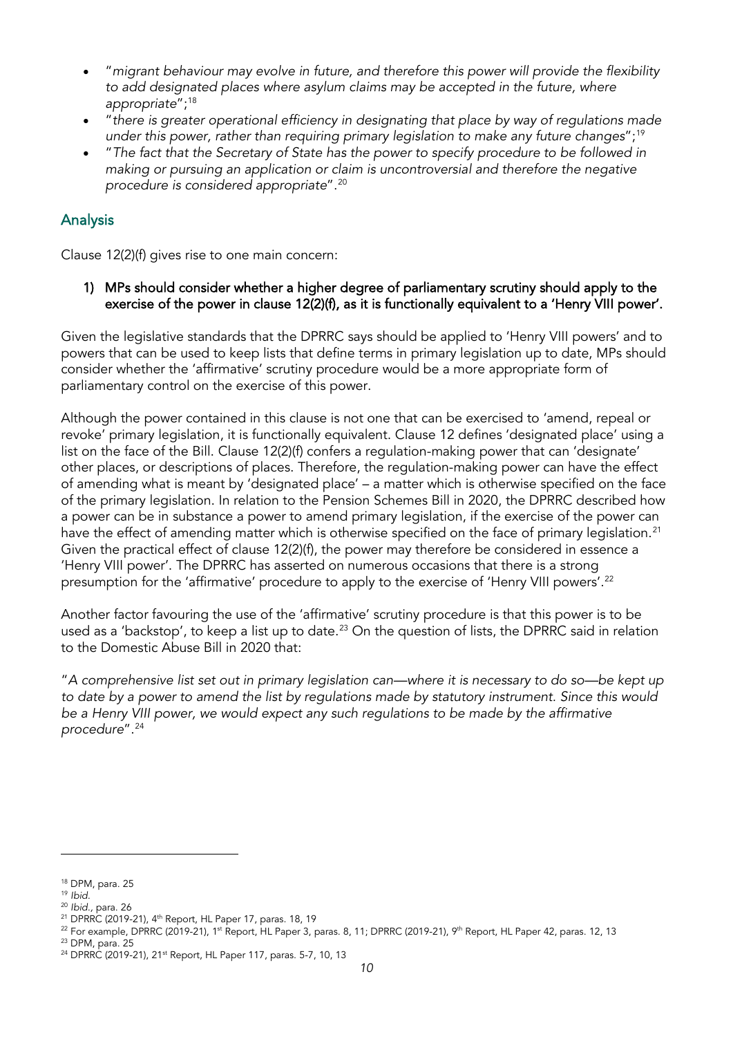- "*migrant behaviour may evolve in future, and therefore this power will provide the flexibility to add designated places where asylum claims may be accepted in the future, where appropriate*";[18]
- "*there is greater operational efficiency in designating that place by way of regulations made under this power, rather than requiring primary legislation to make any future changes*";[19]
- "*The fact that the Secretary of State has the power to specify procedure to be followed in making or pursuing an application or claim is uncontroversial and therefore the negative procedure is considered appropriate*".[20]

## Analysis

Clause 12(2)(f) gives rise to one main concern:

1) **MPs should consider whether a higher degree of parliamentary scrutiny should apply to the exercise of the power in clause 12(2)(f), as it is functionally equivalent to a 'Henry VIII power'.**

Given the legislative standards that the DPRRC says should be applied to 'Henry VIII powers' and to powers that can be used to keep lists that define terms in primary legislation up to date, MPs should consider whether the 'affirmative' scrutiny procedure would be a more appropriate form of parliamentary control on the exercise of this power.

Although the power contained in this clause is not one that can be exercised to 'amend, repeal or revoke' primary legislation, it is functionally equivalent. Clause 12 defines 'designated place' using a list on the face of the Bill. Clause 12(2)(f) confers a regulation-making power that can 'designate' other places, or descriptions of places. Therefore, the regulation-making power can have the effect of amending what is meant by 'designated place' – a matter which is otherwise specified on the face of the primary legislation. In relation to the Pension Schemes Bill in 2020, the DPRRC described how a power can be in substance a power to amend primary legislation, if the exercise of the power can have the effect of amending matter which is otherwise specified on the face of primary legislation.[21] Given the practical effect of clause 12(2)(f), the power may therefore be considered in essence a 'Henry VIII power'. The DPRRC has asserted on numerous occasions that there is a strong presumption for the 'affirmative' procedure to apply to the exercise of 'Henry VIII powers'.[22]

Another factor favouring the use of the 'affirmative' scrutiny procedure is that this power is to be used as a 'backstop', to keep a list up to date.[23] On the question of lists, the DPRRC said in relation to the Domestic Abuse Bill in 2020 that:

"*A comprehensive list set out in primary legislation can—where it is necessary to do so—be kept up to date by a power to amend the list by regulations made by statutory instrument. Since this would be a Henry VIII power, we would expect any such regulations to be made by the affirmative procedure*".[24]

---

[18] DPM, para. 25
[19] *Ibid.*
[20] *Ibid.*, para. 26
[21] DPRRC (2019-21), 4th Report, HL Paper 17, paras. 18, 19
[22] For example, DPRRC (2019-21), 1st Report, HL Paper 3, paras. 8, 11; DPRRC (2019-21), 9th Report, HL Paper 42, paras. 12, 13
[23] DPM, para. 25
[24] DPRRC (2019-21), 21st Report, HL Paper 117, paras. 5-7, 10, 13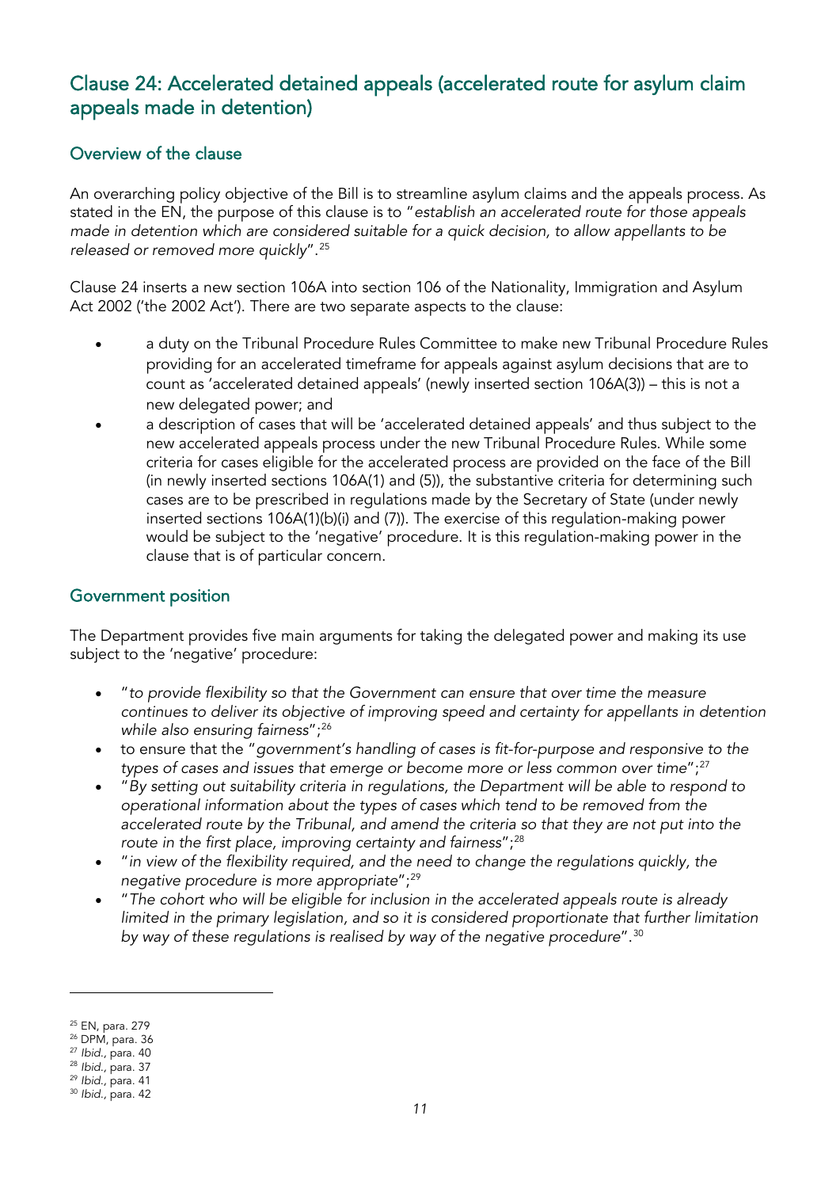## Clause 24: Accelerated detained appeals (accelerated route for asylum claim appeals made in detention)

### Overview of the clause

An overarching policy objective of the Bill is to streamline asylum claims and the appeals process. As stated in the EN, the purpose of this clause is to "*establish an accelerated route for those appeals made in detention which are considered suitable for a quick decision, to allow appellants to be released or removed more quickly*".[25]

Clause 24 inserts a new section 106A into section 106 of the Nationality, Immigration and Asylum Act 2002 ('the 2002 Act'). There are two separate aspects to the clause:

- a duty on the Tribunal Procedure Rules Committee to make new Tribunal Procedure Rules providing for an accelerated timeframe for appeals against asylum decisions that are to count as 'accelerated detained appeals' (newly inserted section 106A(3)) – this is not a new delegated power; and
- a description of cases that will be 'accelerated detained appeals' and thus subject to the new accelerated appeals process under the new Tribunal Procedure Rules. While some criteria for cases eligible for the accelerated process are provided on the face of the Bill (in newly inserted sections 106A(1) and (5)), the substantive criteria for determining such cases are to be prescribed in regulations made by the Secretary of State (under newly inserted sections 106A(1)(b)(i) and (7)). The exercise of this regulation-making power would be subject to the 'negative' procedure. It is this regulation-making power in the clause that is of particular concern.

### Government position

The Department provides five main arguments for taking the delegated power and making its use subject to the 'negative' procedure:

- "*to provide flexibility so that the Government can ensure that over time the measure continues to deliver its objective of improving speed and certainty for appellants in detention while also ensuring fairness*";[26]
- to ensure that the "*government's handling of cases is fit-for-purpose and responsive to the types of cases and issues that emerge or become more or less common over time*";[27]
- "*By setting out suitability criteria in regulations, the Department will be able to respond to operational information about the types of cases which tend to be removed from the accelerated route by the Tribunal, and amend the criteria so that they are not put into the route in the first place, improving certainty and fairness*";[28]
- "*in view of the flexibility required, and the need to change the regulations quickly, the negative procedure is more appropriate*";[29]
- "*The cohort who will be eligible for inclusion in the accelerated appeals route is already limited in the primary legislation, and so it is considered proportionate that further limitation by way of these regulations is realised by way of the negative procedure*".[30]

---

[25] EN, para. 279
[26] DPM, para. 36
[27] *Ibid.*, para. 40
[28] *Ibid.*, para. 37
[29] *Ibid.*, para. 41
[30] *Ibid.*, para. 42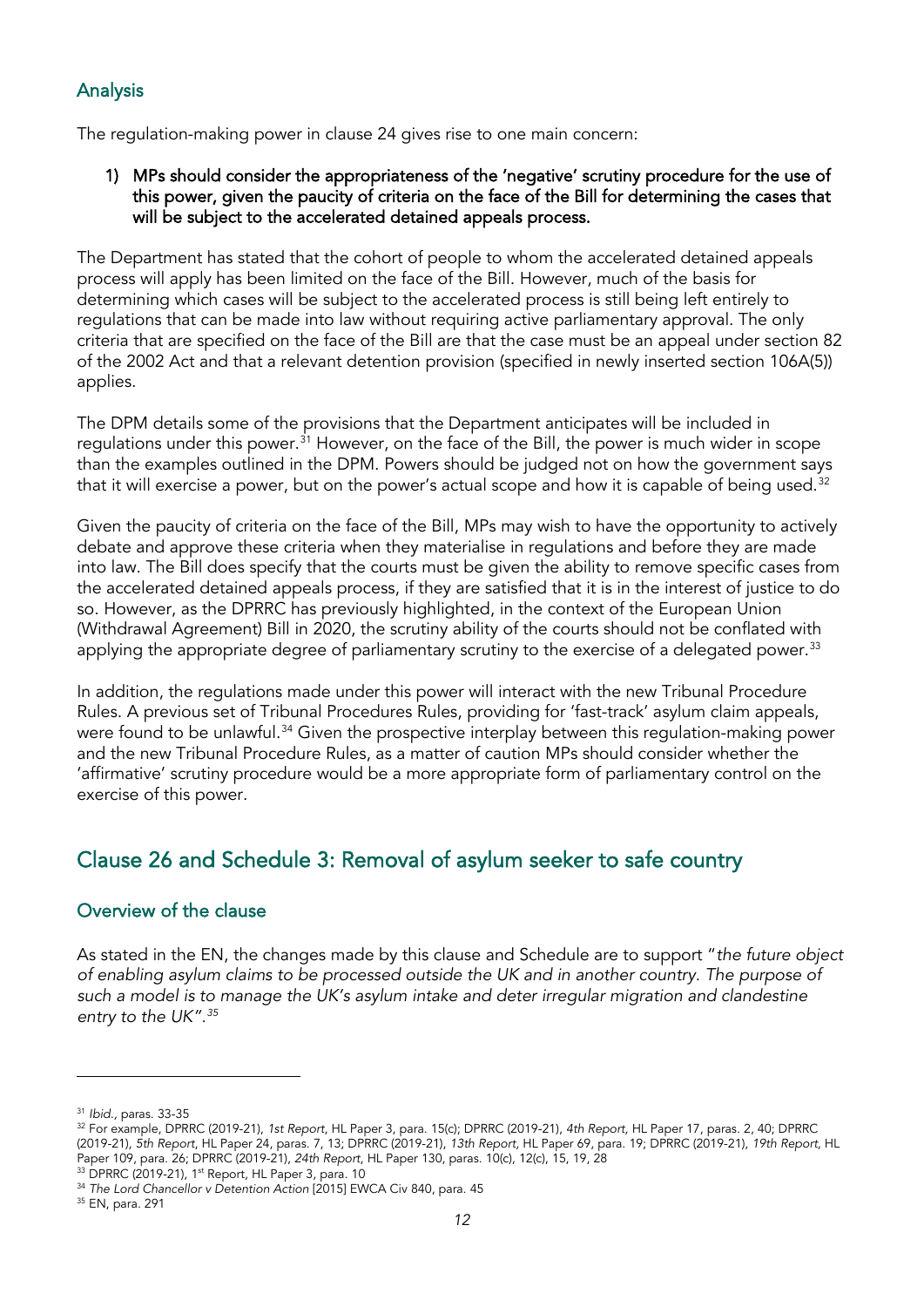### Analysis

The regulation-making power in clause 24 gives rise to one main concern:

1) **MPs should consider the appropriateness of the 'negative' scrutiny procedure for the use of this power, given the paucity of criteria on the face of the Bill for determining the cases that will be subject to the accelerated detained appeals process.**

The Department has stated that the cohort of people to whom the accelerated detained appeals process will apply has been limited on the face of the Bill. However, much of the basis for determining which cases will be subject to the accelerated process is still being left entirely to regulations that can be made into law without requiring active parliamentary approval. The only criteria that are specified on the face of the Bill are that the case must be an appeal under section 82 of the 2002 Act and that a relevant detention provision (specified in newly inserted section 106A(5)) applies.

The DPM details some of the provisions that the Department anticipates will be included in regulations under this power.[31] However, on the face of the Bill, the power is much wider in scope than the examples outlined in the DPM. Powers should be judged not on how the government says that it will exercise a power, but on the power's actual scope and how it is capable of being used.[32]

Given the paucity of criteria on the face of the Bill, MPs may wish to have the opportunity to actively debate and approve these criteria when they materialise in regulations and before they are made into law. The Bill does specify that the courts must be given the ability to remove specific cases from the accelerated detained appeals process, if they are satisfied that it is in the interest of justice to do so. However, as the DPRRC has previously highlighted, in the context of the European Union (Withdrawal Agreement) Bill in 2020, the scrutiny ability of the courts should not be conflated with applying the appropriate degree of parliamentary scrutiny to the exercise of a delegated power.[33]

In addition, the regulations made under this power will interact with the new Tribunal Procedure Rules. A previous set of Tribunal Procedures Rules, providing for 'fast-track' asylum claim appeals, were found to be unlawful.[34] Given the prospective interplay between this regulation-making power and the new Tribunal Procedure Rules, as a matter of caution MPs should consider whether the 'affirmative' scrutiny procedure would be a more appropriate form of parliamentary control on the exercise of this power.

## Clause 26 and Schedule 3: Removal of asylum seeker to safe country

### Overview of the clause

As stated in the EN, the changes made by this clause and Schedule are to support "*the future object of enabling asylum claims to be processed outside the UK and in another country. The purpose of such a model is to manage the UK's asylum intake and deter irregular migration and clandestine entry to the UK*".[35]

---

[31] *Ibid.*, paras. 33-35

[32] For example, DPRRC (2019-21), *1st Report*, HL Paper 3, para. 15(c); DPRRC (2019-21), *4th Report*, HL Paper 17, paras. 2, 40; DPRRC (2019-21), *5th Report*, HL Paper 24, paras. 7, 13; DPRRC (2019-21), *13th Report*, HL Paper 69, para. 19; DPRRC (2019-21), *19th Report*, HL Paper 109, para. 26; DPRRC (2019-21), *24th Report*, HL Paper 130, paras. 10(c), 12(c), 15, 19, 28

[33] DPRRC (2019-21), 1st Report, HL Paper 3, para. 10

[34] *The Lord Chancellor v Detention Action* [2015] EWCA Civ 840, para. 45

[35] EN, para. 291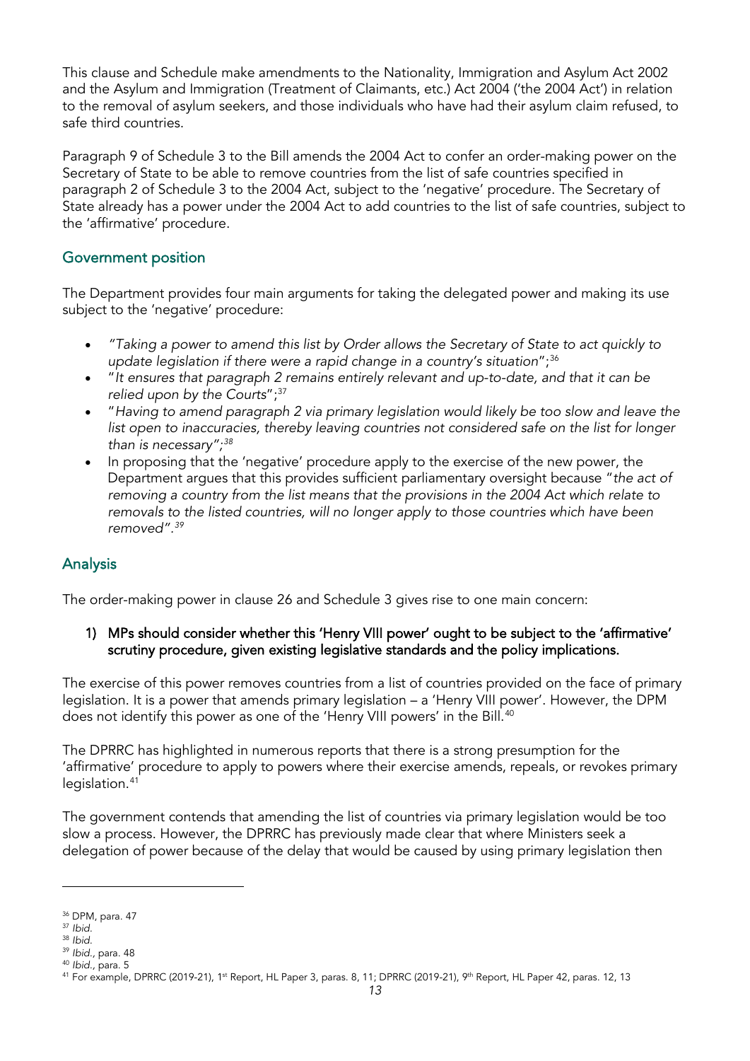This clause and Schedule make amendments to the Nationality, Immigration and Asylum Act 2002 and the Asylum and Immigration (Treatment of Claimants, etc.) Act 2004 ('the 2004 Act') in relation to the removal of asylum seekers, and those individuals who have had their asylum claim refused, to safe third countries.

Paragraph 9 of Schedule 3 to the Bill amends the 2004 Act to confer an order-making power on the Secretary of State to be able to remove countries from the list of safe countries specified in paragraph 2 of Schedule 3 to the 2004 Act, subject to the 'negative' procedure. The Secretary of State already has a power under the 2004 Act to add countries to the list of safe countries, subject to the 'affirmative' procedure.

## Government position

The Department provides four main arguments for taking the delegated power and making its use subject to the 'negative' procedure:

- *"Taking a power to amend this list by Order allows the Secretary of State to act quickly to update legislation if there were a rapid change in a country's situation*";[36]
- "*It ensures that paragraph 2 remains entirely relevant and up-to-date, and that it can be relied upon by the Courts*";[37]
- "*Having to amend paragraph 2 via primary legislation would likely be too slow and leave the list open to inaccuracies, thereby leaving countries not considered safe on the list for longer than is necessary*";[38]
- In proposing that the 'negative' procedure apply to the exercise of the new power, the Department argues that this provides sufficient parliamentary oversight because "*the act of removing a country from the list means that the provisions in the 2004 Act which relate to removals to the listed countries, will no longer apply to those countries which have been removed*".[39]

## Analysis

The order-making power in clause 26 and Schedule 3 gives rise to one main concern:

1) **MPs should consider whether this 'Henry VIII power' ought to be subject to the 'affirmative' scrutiny procedure, given existing legislative standards and the policy implications.**

The exercise of this power removes countries from a list of countries provided on the face of primary legislation. It is a power that amends primary legislation – a 'Henry VIII power'. However, the DPM does not identify this power as one of the 'Henry VIII powers' in the Bill.[40]

The DPRRC has highlighted in numerous reports that there is a strong presumption for the 'affirmative' procedure to apply to powers where their exercise amends, repeals, or revokes primary legislation.[41]

The government contends that amending the list of countries via primary legislation would be too slow a process. However, the DPRRC has previously made clear that where Ministers seek a delegation of power because of the delay that would be caused by using primary legislation then

---

[36] DPM, para. 47
[37] *Ibid.*
[38] *Ibid.*
[39] *Ibid.*, para. 48
[40] *Ibid.*, para. 5
[41] For example, DPRRC (2019-21), 1st Report, HL Paper 3, paras. 8, 11; DPRRC (2019-21), 9th Report, HL Paper 42, paras. 12, 13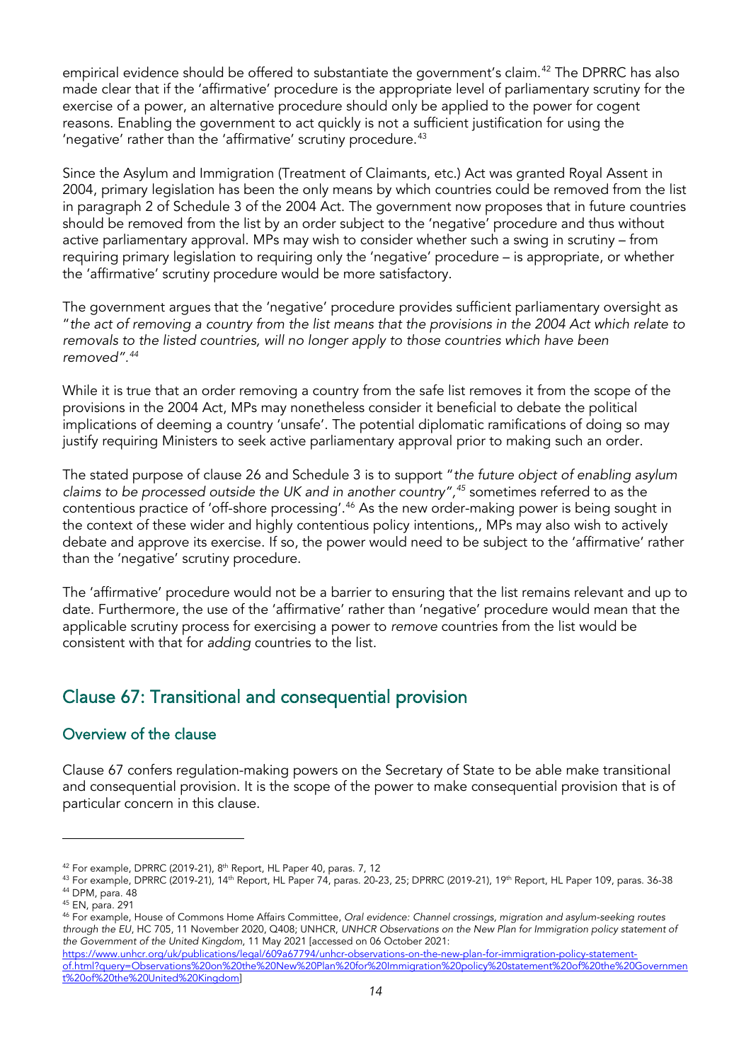empirical evidence should be offered to substantiate the government's claim.[42] The DPRRC has also made clear that if the 'affirmative' procedure is the appropriate level of parliamentary scrutiny for the exercise of a power, an alternative procedure should only be applied to the power for cogent reasons. Enabling the government to act quickly is not a sufficient justification for using the 'negative' rather than the 'affirmative' scrutiny procedure.[43]

Since the Asylum and Immigration (Treatment of Claimants, etc.) Act was granted Royal Assent in 2004, primary legislation has been the only means by which countries could be removed from the list in paragraph 2 of Schedule 3 of the 2004 Act. The government now proposes that in future countries should be removed from the list by an order subject to the 'negative' procedure and thus without active parliamentary approval. MPs may wish to consider whether such a swing in scrutiny – from requiring primary legislation to requiring only the 'negative' procedure – is appropriate, or whether the 'affirmative' scrutiny procedure would be more satisfactory.

The government argues that the 'negative' procedure provides sufficient parliamentary oversight as "*the act of removing a country from the list means that the provisions in the 2004 Act which relate to removals to the listed countries, will no longer apply to those countries which have been removed*".[44]

While it is true that an order removing a country from the safe list removes it from the scope of the provisions in the 2004 Act, MPs may nonetheless consider it beneficial to debate the political implications of deeming a country 'unsafe'. The potential diplomatic ramifications of doing so may justify requiring Ministers to seek active parliamentary approval prior to making such an order.

The stated purpose of clause 26 and Schedule 3 is to support "*the future object of enabling asylum claims to be processed outside the UK and in another country*",[45] sometimes referred to as the contentious practice of 'off-shore processing'.[46] As the new order-making power is being sought in the context of these wider and highly contentious policy intentions,, MPs may also wish to actively debate and approve its exercise. If so, the power would need to be subject to the 'affirmative' rather than the 'negative' scrutiny procedure.

The 'affirmative' procedure would not be a barrier to ensuring that the list remains relevant and up to date. Furthermore, the use of the 'affirmative' rather than 'negative' procedure would mean that the applicable scrutiny process for exercising a power to *remove* countries from the list would be consistent with that for *adding* countries to the list.

## Clause 67: Transitional and consequential provision

### Overview of the clause

Clause 67 confers regulation-making powers on the Secretary of State to be able make transitional and consequential provision. It is the scope of the power to make consequential provision that is of particular concern in this clause.

---

[42] For example, DPRRC (2019-21), 8th Report, HL Paper 40, paras. 7, 12

[43] For example, DPRRC (2019-21), 14th Report, HL Paper 74, paras. 20-23, 25; DPRRC (2019-21), 19th Report, HL Paper 109, paras. 36-38

[44] DPM, para. 48

[45] EN, para. 291

[46] For example, House of Commons Home Affairs Committee, *Oral evidence: Channel crossings, migration and asylum-seeking routes through the EU*, HC 705, 11 November 2020, Q408; UNHCR, *UNHCR Observations on the New Plan for Immigration policy statement of the Government of the United Kingdom*, 11 May 2021 [accessed on 06 October 2021: https://www.unhcr.org/uk/publications/legal/609a67794/unhcr-observations-on-the-new-plan-for-immigration-policy-statement-of.html?query=Observations%20on%20the%20New%20Plan%20for%20Immigration%20policy%20statement%20of%20the%20Government%20of%20the%20United%20Kingdom]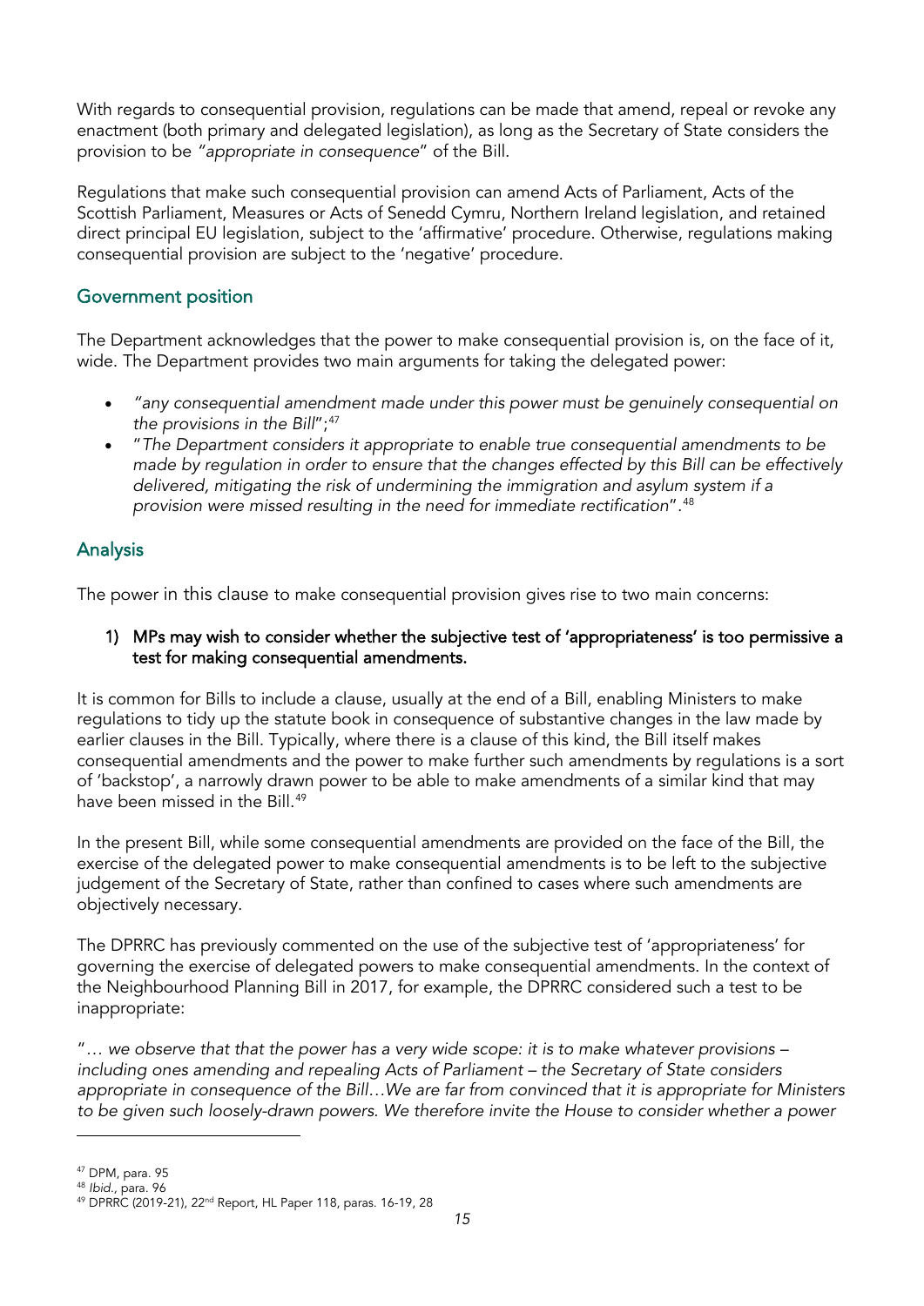With regards to consequential provision, regulations can be made that amend, repeal or revoke any enactment (both primary and delegated legislation), as long as the Secretary of State considers the provision to be "*appropriate in consequence*" of the Bill.

Regulations that make such consequential provision can amend Acts of Parliament, Acts of the Scottish Parliament, Measures or Acts of Senedd Cymru, Northern Ireland legislation, and retained direct principal EU legislation, subject to the 'affirmative' procedure. Otherwise, regulations making consequential provision are subject to the 'negative' procedure.

## Government position

The Department acknowledges that the power to make consequential provision is, on the face of it, wide. The Department provides two main arguments for taking the delegated power:

- *"any consequential amendment made under this power must be genuinely consequential on the provisions in the Bill*";[47]
- "*The Department considers it appropriate to enable true consequential amendments to be made by regulation in order to ensure that the changes effected by this Bill can be effectively delivered, mitigating the risk of undermining the immigration and asylum system if a provision were missed resulting in the need for immediate rectification*".[48]

## Analysis

The power in this clause to make consequential provision gives rise to two main concerns:

1) **MPs may wish to consider whether the subjective test of 'appropriateness' is too permissive a test for making consequential amendments.**

It is common for Bills to include a clause, usually at the end of a Bill, enabling Ministers to make regulations to tidy up the statute book in consequence of substantive changes in the law made by earlier clauses in the Bill. Typically, where there is a clause of this kind, the Bill itself makes consequential amendments and the power to make further such amendments by regulations is a sort of 'backstop', a narrowly drawn power to be able to make amendments of a similar kind that may have been missed in the Bill.[49]

In the present Bill, while some consequential amendments are provided on the face of the Bill, the exercise of the delegated power to make consequential amendments is to be left to the subjective judgement of the Secretary of State, rather than confined to cases where such amendments are objectively necessary.

The DPRRC has previously commented on the use of the subjective test of 'appropriateness' for governing the exercise of delegated powers to make consequential amendments. In the context of the Neighbourhood Planning Bill in 2017, for example, the DPRRC considered such a test to be inappropriate:

"*… we observe that that the power has a very wide scope: it is to make whatever provisions – including ones amending and repealing Acts of Parliament – the Secretary of State considers appropriate in consequence of the Bill…We are far from convinced that it is appropriate for Ministers to be given such loosely-drawn powers. We therefore invite the House to consider whether a power*

---

[47] DPM, para. 95

[48] *Ibid.*, para. 96

[49] DPRRC (2019-21), 22nd Report, HL Paper 118, paras. 16-19, 28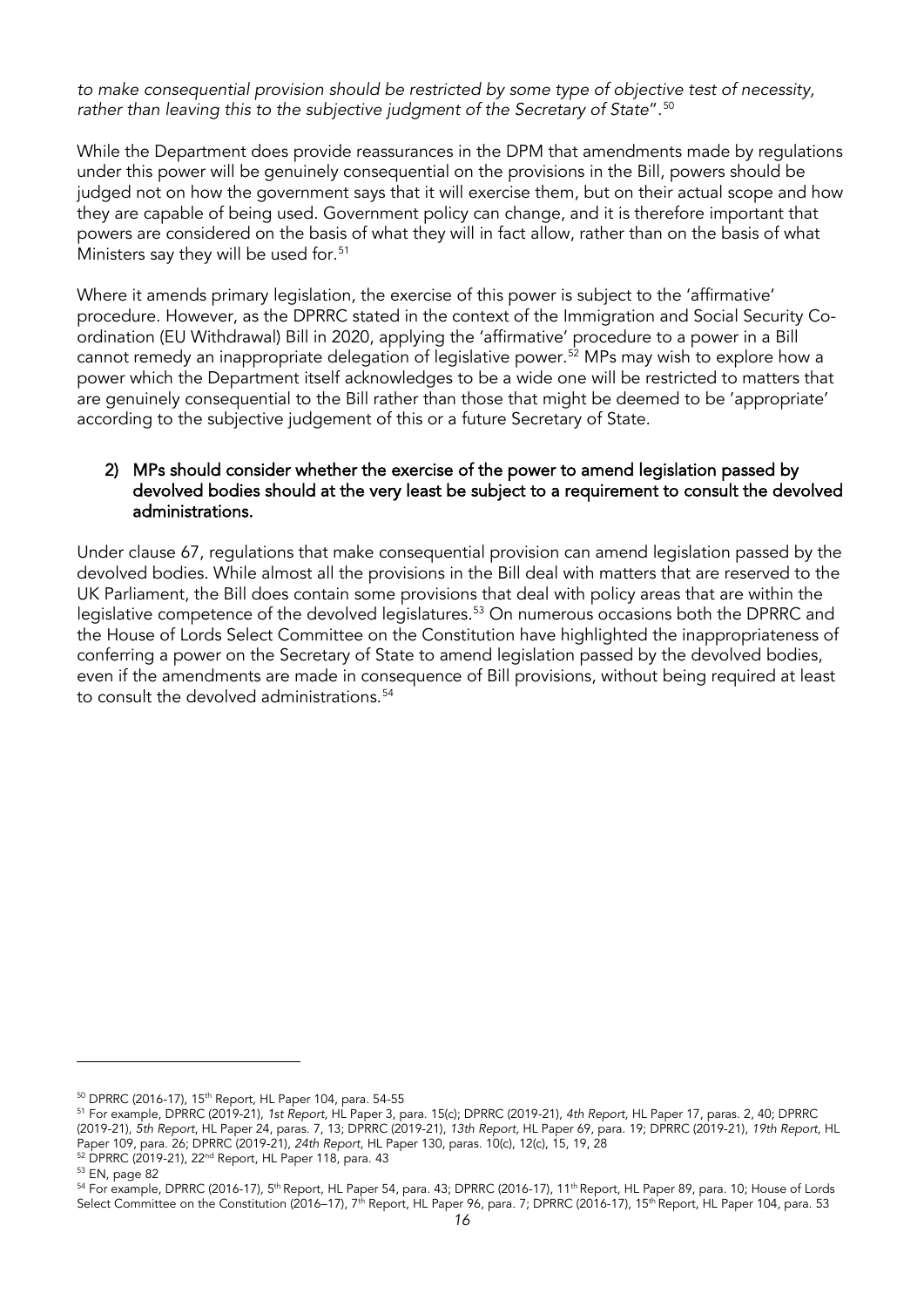*to make consequential provision should be restricted by some type of objective test of necessity, rather than leaving this to the subjective judgment of the Secretary of State*".[50]

While the Department does provide reassurances in the DPM that amendments made by regulations under this power will be genuinely consequential on the provisions in the Bill, powers should be judged not on how the government says that it will exercise them, but on their actual scope and how they are capable of being used. Government policy can change, and it is therefore important that powers are considered on the basis of what they will in fact allow, rather than on the basis of what Ministers say they will be used for.[51]

Where it amends primary legislation, the exercise of this power is subject to the 'affirmative' procedure. However, as the DPRRC stated in the context of the Immigration and Social Security Co-ordination (EU Withdrawal) Bill in 2020, applying the 'affirmative' procedure to a power in a Bill cannot remedy an inappropriate delegation of legislative power.[52] MPs may wish to explore how a power which the Department itself acknowledges to be a wide one will be restricted to matters that are genuinely consequential to the Bill rather than those that might be deemed to be 'appropriate' according to the subjective judgement of this or a future Secretary of State.

2) **MPs should consider whether the exercise of the power to amend legislation passed by devolved bodies should at the very least be subject to a requirement to consult the devolved administrations.**

Under clause 67, regulations that make consequential provision can amend legislation passed by the devolved bodies. While almost all the provisions in the Bill deal with matters that are reserved to the UK Parliament, the Bill does contain some provisions that deal with policy areas that are within the legislative competence of the devolved legislatures.[53] On numerous occasions both the DPRRC and the House of Lords Select Committee on the Constitution have highlighted the inappropriateness of conferring a power on the Secretary of State to amend legislation passed by the devolved bodies, even if the amendments are made in consequence of Bill provisions, without being required at least to consult the devolved administrations.[54]

---

[50] DPRRC (2016-17), 15th Report, HL Paper 104, para. 54-55

[51] For example, DPRRC (2019-21), *1st Report*, HL Paper 3, para. 15(c); DPRRC (2019-21), *4th Report,* HL Paper 17, paras. 2, 40; DPRRC (2019-21), *5th Report*, HL Paper 24, paras. 7, 13; DPRRC (2019-21), *13th Report,* HL Paper 69, para. 19; DPRRC (2019-21), *19th Report,* HL Paper 109, para. 26; DPRRC (2019-21), *24th Report*, HL Paper 130, paras. 10(c), 12(c), 15, 19, 28

[52] DPRRC (2019-21), 22nd Report, HL Paper 118, para. 43

[53] EN, page 82

[54] For example, DPRRC (2016-17), 5th Report, HL Paper 54, para. 43; DPRRC (2016-17), 11th Report, HL Paper 89, para. 10; House of Lords Select Committee on the Constitution (2016–17), 7th Report, HL Paper 96, para. 7; DPRRC (2016-17), 15th Report, HL Paper 104, para. 53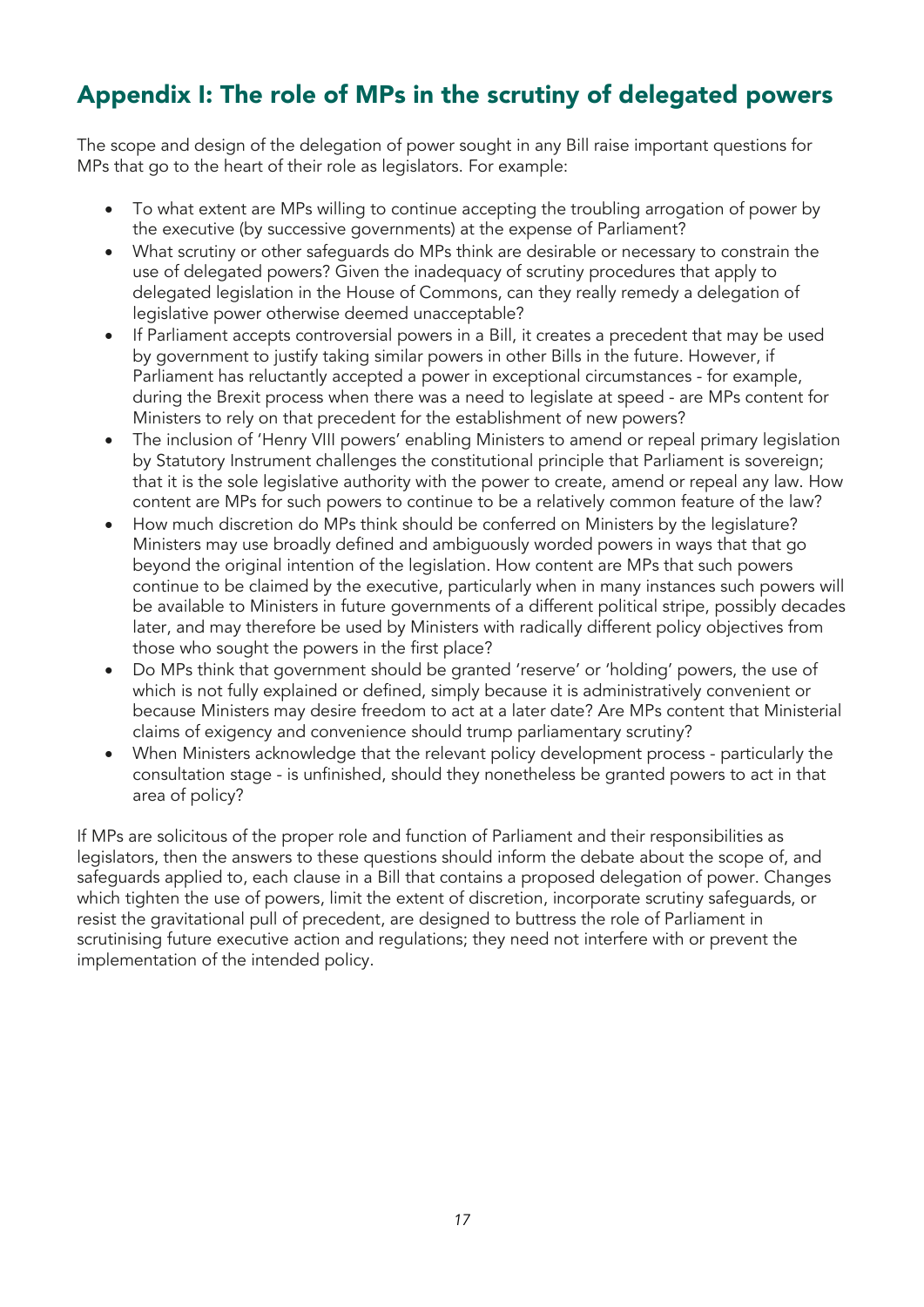## Appendix I: The role of MPs in the scrutiny of delegated powers

The scope and design of the delegation of power sought in any Bill raise important questions for MPs that go to the heart of their role as legislators. For example:

- To what extent are MPs willing to continue accepting the troubling arrogation of power by the executive (by successive governments) at the expense of Parliament?
- What scrutiny or other safeguards do MPs think are desirable or necessary to constrain the use of delegated powers? Given the inadequacy of scrutiny procedures that apply to delegated legislation in the House of Commons, can they really remedy a delegation of legislative power otherwise deemed unacceptable?
- If Parliament accepts controversial powers in a Bill, it creates a precedent that may be used by government to justify taking similar powers in other Bills in the future. However, if Parliament has reluctantly accepted a power in exceptional circumstances - for example, during the Brexit process when there was a need to legislate at speed - are MPs content for Ministers to rely on that precedent for the establishment of new powers?
- The inclusion of 'Henry VIII powers' enabling Ministers to amend or repeal primary legislation by Statutory Instrument challenges the constitutional principle that Parliament is sovereign; that it is the sole legislative authority with the power to create, amend or repeal any law. How content are MPs for such powers to continue to be a relatively common feature of the law?
- How much discretion do MPs think should be conferred on Ministers by the legislature? Ministers may use broadly defined and ambiguously worded powers in ways that that go beyond the original intention of the legislation. How content are MPs that such powers continue to be claimed by the executive, particularly when in many instances such powers will be available to Ministers in future governments of a different political stripe, possibly decades later, and may therefore be used by Ministers with radically different policy objectives from those who sought the powers in the first place?
- Do MPs think that government should be granted 'reserve' or 'holding' powers, the use of which is not fully explained or defined, simply because it is administratively convenient or because Ministers may desire freedom to act at a later date? Are MPs content that Ministerial claims of exigency and convenience should trump parliamentary scrutiny?
- When Ministers acknowledge that the relevant policy development process - particularly the consultation stage - is unfinished, should they nonetheless be granted powers to act in that area of policy?

If MPs are solicitous of the proper role and function of Parliament and their responsibilities as legislators, then the answers to these questions should inform the debate about the scope of, and safeguards applied to, each clause in a Bill that contains a proposed delegation of power. Changes which tighten the use of powers, limit the extent of discretion, incorporate scrutiny safeguards, or resist the gravitational pull of precedent, are designed to buttress the role of Parliament in scrutinising future executive action and regulations; they need not interfere with or prevent the implementation of the intended policy.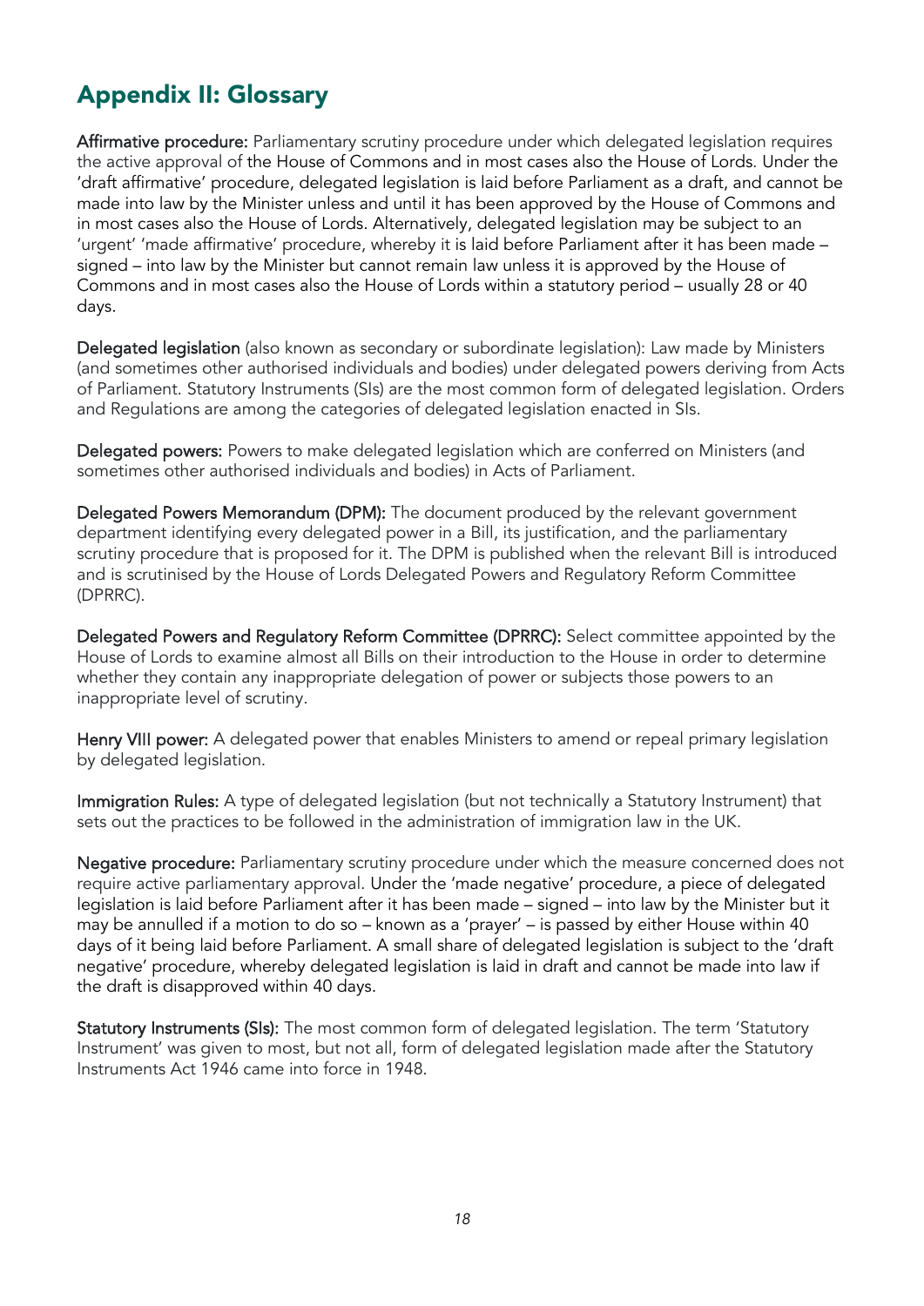## Appendix II: Glossary

**Affirmative procedure:** Parliamentary scrutiny procedure under which delegated legislation requires the active approval of the House of Commons and in most cases also the House of Lords. Under the 'draft affirmative' procedure, delegated legislation is laid before Parliament as a draft, and cannot be made into law by the Minister unless and until it has been approved by the House of Commons and in most cases also the House of Lords. Alternatively, delegated legislation may be subject to an 'urgent' 'made affirmative' procedure, whereby it is laid before Parliament after it has been made – signed – into law by the Minister but cannot remain law unless it is approved by the House of Commons and in most cases also the House of Lords within a statutory period – usually 28 or 40 days.

**Delegated legislation** (also known as secondary or subordinate legislation): Law made by Ministers (and sometimes other authorised individuals and bodies) under delegated powers deriving from Acts of Parliament. Statutory Instruments (SIs) are the most common form of delegated legislation. Orders and Regulations are among the categories of delegated legislation enacted in SIs.

**Delegated powers:** Powers to make delegated legislation which are conferred on Ministers (and sometimes other authorised individuals and bodies) in Acts of Parliament.

**Delegated Powers Memorandum (DPM):** The document produced by the relevant government department identifying every delegated power in a Bill, its justification, and the parliamentary scrutiny procedure that is proposed for it. The DPM is published when the relevant Bill is introduced and is scrutinised by the House of Lords Delegated Powers and Regulatory Reform Committee (DPRRC).

**Delegated Powers and Regulatory Reform Committee (DPRRC):** Select committee appointed by the House of Lords to examine almost all Bills on their introduction to the House in order to determine whether they contain any inappropriate delegation of power or subjects those powers to an inappropriate level of scrutiny.

**Henry VIII power:** A delegated power that enables Ministers to amend or repeal primary legislation by delegated legislation.

**Immigration Rules:** A type of delegated legislation (but not technically a Statutory Instrument) that sets out the practices to be followed in the administration of immigration law in the UK.

**Negative procedure:** Parliamentary scrutiny procedure under which the measure concerned does not require active parliamentary approval. Under the 'made negative' procedure, a piece of delegated legislation is laid before Parliament after it has been made – signed – into law by the Minister but it may be annulled if a motion to do so – known as a 'prayer' – is passed by either House within 40 days of it being laid before Parliament. A small share of delegated legislation is subject to the 'draft negative' procedure, whereby delegated legislation is laid in draft and cannot be made into law if the draft is disapproved within 40 days.

**Statutory Instruments (SIs):** The most common form of delegated legislation. The term 'Statutory Instrument' was given to most, but not all, form of delegated legislation made after the Statutory Instruments Act 1946 came into force in 1948.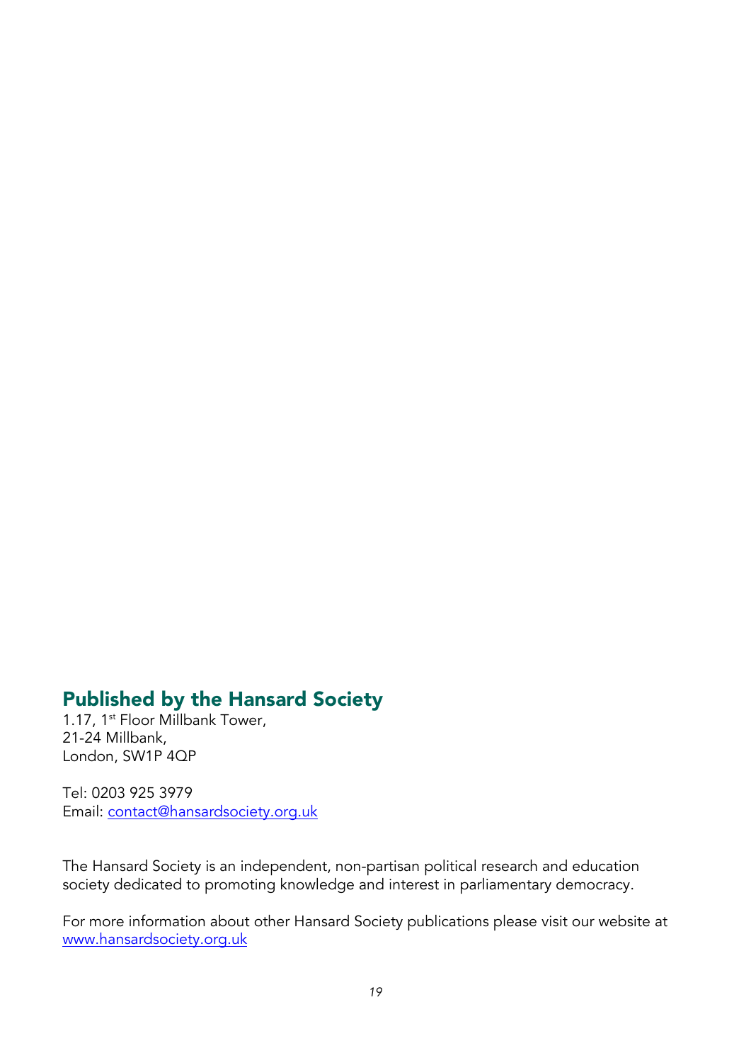## Published by the Hansard Society

1.17, 1st Floor Millbank Tower,
21-24 Millbank,
London, SW1P 4QP

Tel: 0203 925 3979
Email: contact@hansardsociety.org.uk

The Hansard Society is an independent, non-partisan political research and education society dedicated to promoting knowledge and interest in parliamentary democracy.

For more information about other Hansard Society publications please visit our website at www.hansardsociety.org.uk